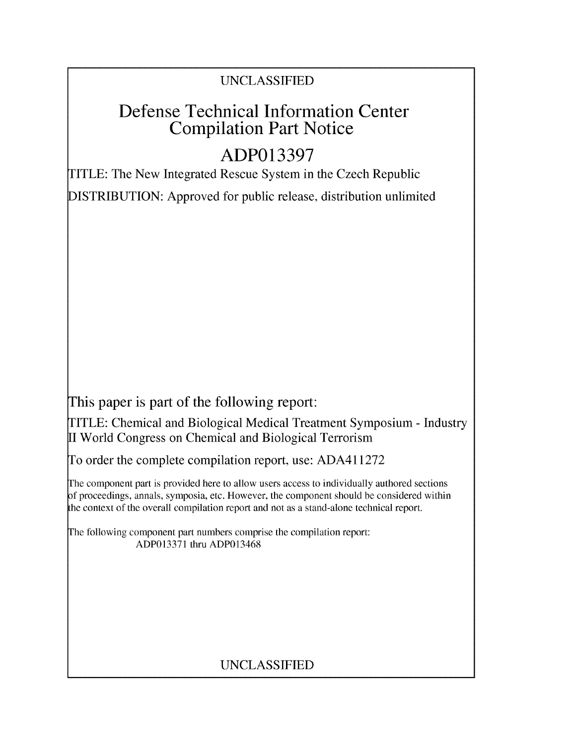UNCLASSIFIED

# Defense Technical Information Center Compilation Part Notice

## ADP013397

TITLE: The New Integrated Rescue System in the Czech Republic

DISTRIBUTION: Approved for public release, distribution unlimited

This paper is part of the following report:

TITLE: Chemical and Biological Medical Treatment Symposium - Industry II World Congress on Chemical and Biological Terrorism

To order the complete compilation report, use: ADA411272

The component part is provided here to allow users access to individually authored sections of proceedings, annals, symposia, etc. However, the component should be considered within the context of the overall compilation report and not as a stand-alone technical report.

The following component part numbers comprise the compilation report:
ADP013371 thru ADP013468

UNCLASSIFIED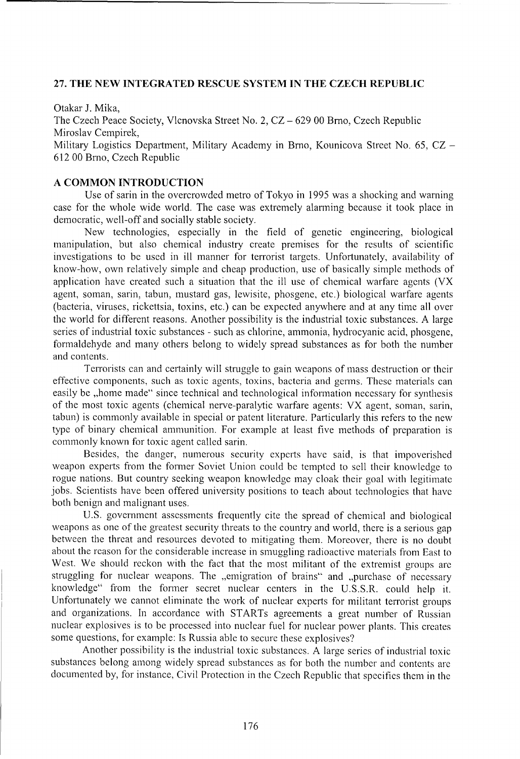## 27. THE NEW INTEGRATED RESCUE SYSTEM IN THE CZECH REPUBLIC

Otakar J. Mika,
The Czech Peace Society, Vlcnovska Street No. 2, CZ – 629 00 Brno, Czech Republic
Miroslav Cempirek,
Military Logistics Department, Military Academy in Brno, Kounicova Street No. 65, CZ – 612 00 Brno, Czech Republic

### A COMMON INTRODUCTION

Use of sarin in the overcrowded metro of Tokyo in 1995 was a shocking and warning case for the whole wide world. The case was extremely alarming because it took place in democratic, well-off and socially stable society.

New technologies, especially in the field of genetic engineering, biological manipulation, but also chemical industry create premises for the results of scientific investigations to be used in ill manner for terrorist targets. Unfortunately, availability of know-how, own relatively simple and cheap production, use of basically simple methods of application have created such a situation that the ill use of chemical warfare agents (VX agent, soman, sarin, tabun, mustard gas, lewisite, phosgene, etc.) biological warfare agents (bacteria, viruses, rickettsia, toxins, etc.) can be expected anywhere and at any time all over the world for different reasons. Another possibility is the industrial toxic substances. A large series of industrial toxic substances - such as chlorine, ammonia, hydrocyanic acid, phosgene, formaldehyde and many others belong to widely spread substances as for both the number and contents.

Terrorists can and certainly will struggle to gain weapons of mass destruction or their effective components, such as toxic agents, toxins, bacteria and germs. These materials can easily be „home made" since technical and technological information necessary for synthesis of the most toxic agents (chemical nerve-paralytic warfare agents: VX agent, soman, sarin, tabun) is commonly available in special or patent literature. Particularly this refers to the new type of binary chemical ammunition. For example at least five methods of preparation is commonly known for toxic agent called sarin.

Besides, the danger, numerous security experts have said, is that impoverished weapon experts from the former Soviet Union could be tempted to sell their knowledge to rogue nations. But country seeking weapon knowledge may cloak their goal with legitimate jobs. Scientists have been offered university positions to teach about technologies that have both benign and malignant uses.

U.S. government assessments frequently cite the spread of chemical and biological weapons as one of the greatest security threats to the country and world, there is a serious gap between the threat and resources devoted to mitigating them. Moreover, there is no doubt about the reason for the considerable increase in smuggling radioactive materials from East to West. We should reckon with the fact that the most militant of the extremist groups are struggling for nuclear weapons. The „emigration of brains" and „purchase of necessary knowledge" from the former secret nuclear centers in the U.S.S.R. could help it. Unfortunately we cannot eliminate the work of nuclear experts for militant terrorist groups and organizations. In accordance with STARTs agreements a great number of Russian nuclear explosives is to be processed into nuclear fuel for nuclear power plants. This creates some questions, for example: Is Russia able to secure these explosives?

Another possibility is the industrial toxic substances. A large series of industrial toxic substances belong among widely spread substances as for both the number and contents are documented by, for instance, Civil Protection in the Czech Republic that specifies them in the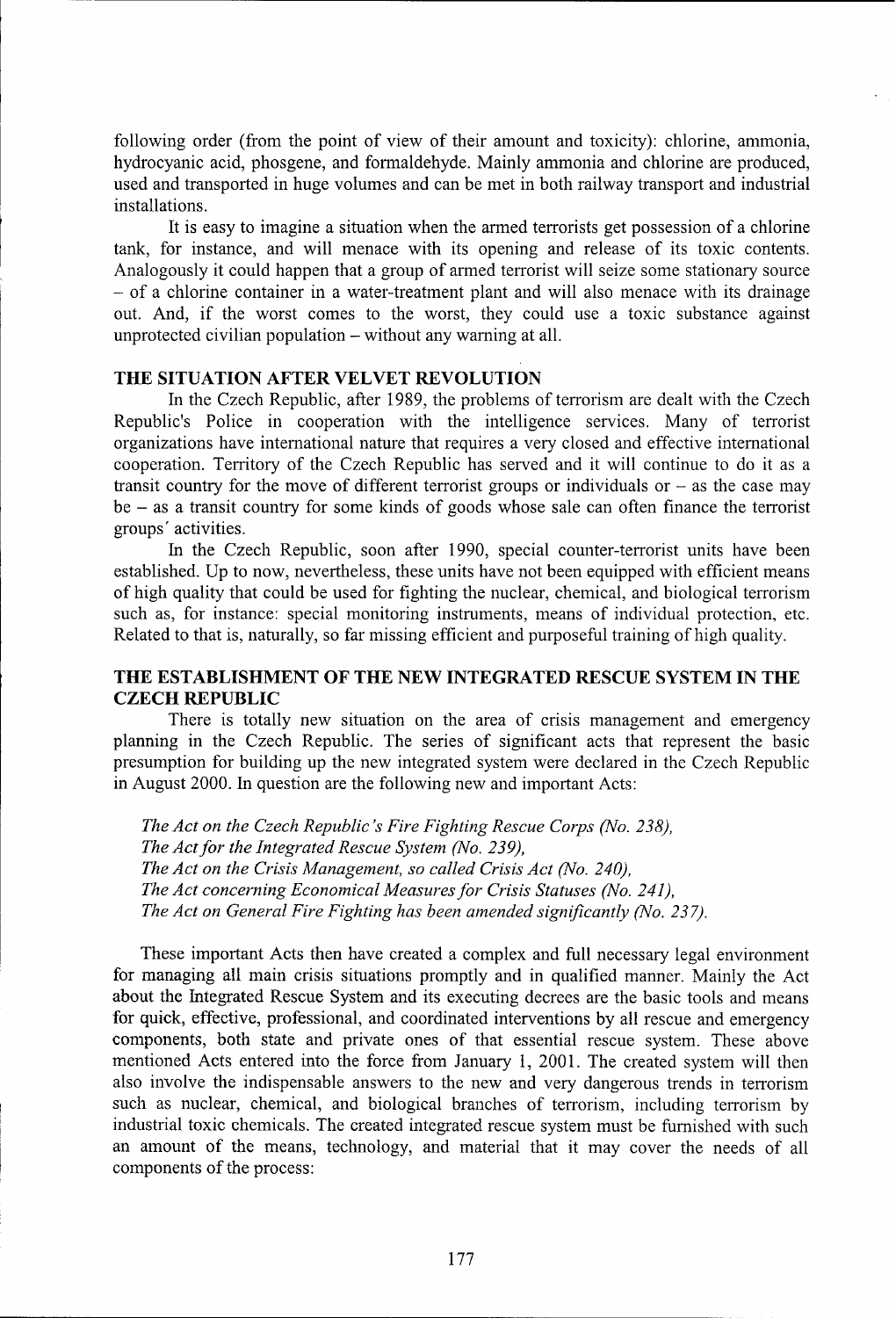following order (from the point of view of their amount and toxicity): chlorine, ammonia, hydrocyanic acid, phosgene, and formaldehyde. Mainly ammonia and chlorine are produced, used and transported in huge volumes and can be met in both railway transport and industrial installations.

It is easy to imagine a situation when the armed terrorists get possession of a chlorine tank, for instance, and will menace with its opening and release of its toxic contents. Analogously it could happen that a group of armed terrorist will seize some stationary source – of a chlorine container in a water-treatment plant and will also menace with its drainage out. And, if the worst comes to the worst, they could use a toxic substance against unprotected civilian population – without any warning at all.

## THE SITUATION AFTER VELVET REVOLUTION

In the Czech Republic, after 1989, the problems of terrorism are dealt with the Czech Republic's Police in cooperation with the intelligence services. Many of terrorist organizations have international nature that requires a very closed and effective international cooperation. Territory of the Czech Republic has served and it will continue to do it as a transit country for the move of different terrorist groups or individuals or – as the case may be – as a transit country for some kinds of goods whose sale can often finance the terrorist groups' activities.

In the Czech Republic, soon after 1990, special counter-terrorist units have been established. Up to now, nevertheless, these units have not been equipped with efficient means of high quality that could be used for fighting the nuclear, chemical, and biological terrorism such as, for instance: special monitoring instruments, means of individual protection, etc. Related to that is, naturally, so far missing efficient and purposeful training of high quality.

## THE ESTABLISHMENT OF THE NEW INTEGRATED RESCUE SYSTEM IN THE CZECH REPUBLIC

There is totally new situation on the area of crisis management and emergency planning in the Czech Republic. The series of significant acts that represent the basic presumption for building up the new integrated system were declared in the Czech Republic in August 2000. In question are the following new and important Acts:

*The Act on the Czech Republic's Fire Fighting Rescue Corps (No. 238),*
*The Act for the Integrated Rescue System (No. 239),*
*The Act on the Crisis Management, so called Crisis Act (No. 240),*
*The Act concerning Economical Measures for Crisis Statuses (No. 241),*
*The Act on General Fire Fighting has been amended significantly (No. 237).*

These important Acts then have created a complex and full necessary legal environment for managing all main crisis situations promptly and in qualified manner. Mainly the Act about the Integrated Rescue System and its executing decrees are the basic tools and means for quick, effective, professional, and coordinated interventions by all rescue and emergency components, both state and private ones of that essential rescue system. These above mentioned Acts entered into the force from January 1, 2001. The created system will then also involve the indispensable answers to the new and very dangerous trends in terrorism such as nuclear, chemical, and biological branches of terrorism, including terrorism by industrial toxic chemicals. The created integrated rescue system must be furnished with such an amount of the means, technology, and material that it may cover the needs of all components of the process: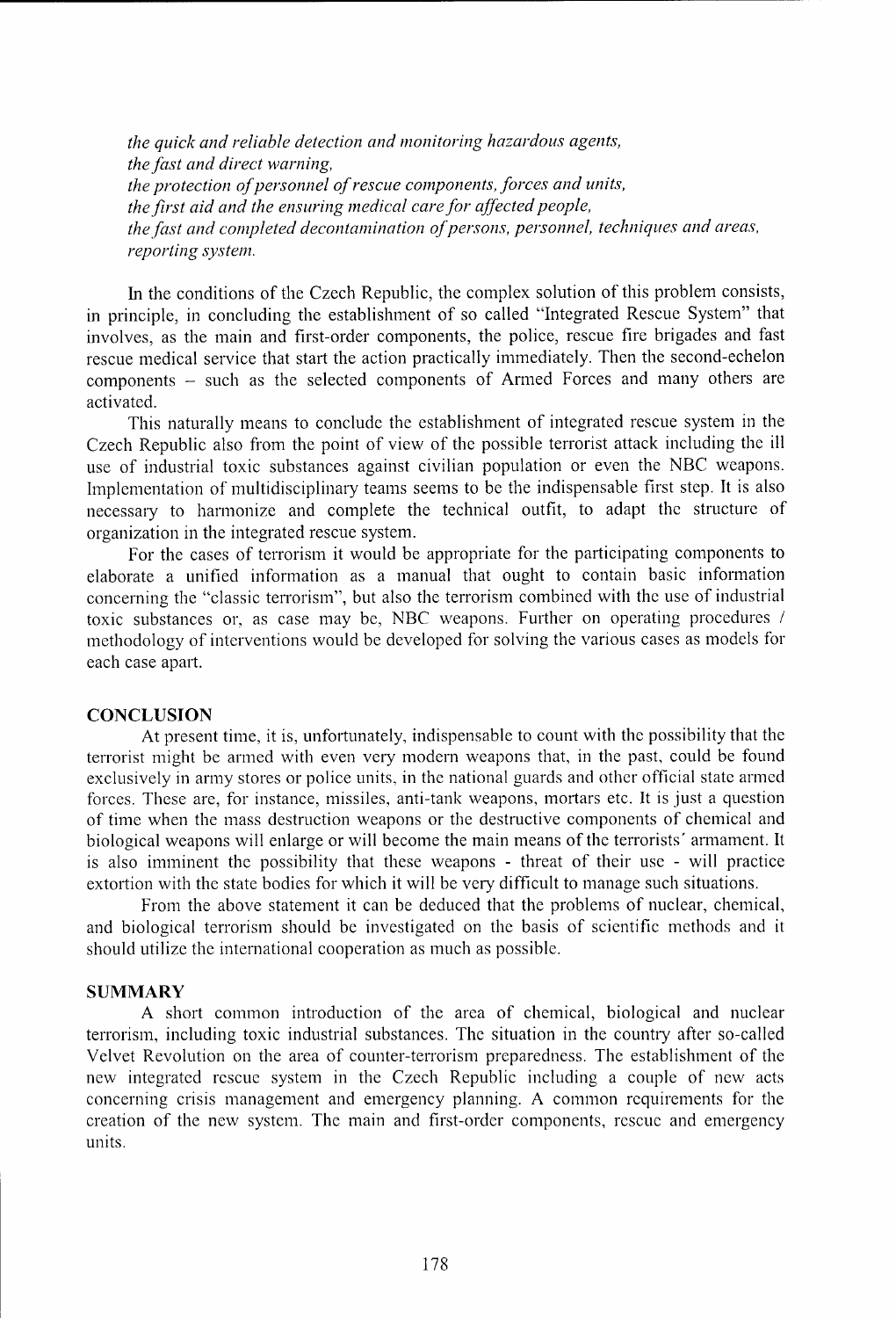*the quick and reliable detection and monitoring hazardous agents,*
*the fast and direct warning,*
*the protection of personnel of rescue components, forces and units,*
*the first aid and the ensuring medical care for affected people,*
*the fast and completed decontamination of persons, personnel, techniques and areas,*
*reporting system.*

In the conditions of the Czech Republic, the complex solution of this problem consists, in principle, in concluding the establishment of so called "Integrated Rescue System" that involves, as the main and first-order components, the police, rescue fire brigades and fast rescue medical service that start the action practically immediately. Then the second-echelon components – such as the selected components of Armed Forces and many others are activated.

This naturally means to conclude the establishment of integrated rescue system in the Czech Republic also from the point of view of the possible terrorist attack including the ill use of industrial toxic substances against civilian population or even the NBC weapons. Implementation of multidisciplinary teams seems to be the indispensable first step. It is also necessary to harmonize and complete the technical outfit, to adapt the structure of organization in the integrated rescue system.

For the cases of terrorism it would be appropriate for the participating components to elaborate a unified information as a manual that ought to contain basic information concerning the "classic terrorism", but also the terrorism combined with the use of industrial toxic substances or, as case may be, NBC weapons. Further on operating procedures / methodology of interventions would be developed for solving the various cases as models for each case apart.

## CONCLUSION

At present time, it is, unfortunately, indispensable to count with the possibility that the terrorist might be armed with even very modern weapons that, in the past, could be found exclusively in army stores or police units, in the national guards and other official state armed forces. These are, for instance, missiles, anti-tank weapons, mortars etc. It is just a question of time when the mass destruction weapons or the destructive components of chemical and biological weapons will enlarge or will become the main means of the terrorists´ armament. It is also imminent the possibility that these weapons - threat of their use - will practice extortion with the state bodies for which it will be very difficult to manage such situations.

From the above statement it can be deduced that the problems of nuclear, chemical, and biological terrorism should be investigated on the basis of scientific methods and it should utilize the international cooperation as much as possible.

## SUMMARY

A short common introduction of the area of chemical, biological and nuclear terrorism, including toxic industrial substances. The situation in the country after so-called Velvet Revolution on the area of counter-terrorism preparedness. The establishment of the new integrated rescue system in the Czech Republic including a couple of new acts concerning crisis management and emergency planning. A common requirements for the creation of the new system. The main and first-order components, rescue and emergency units.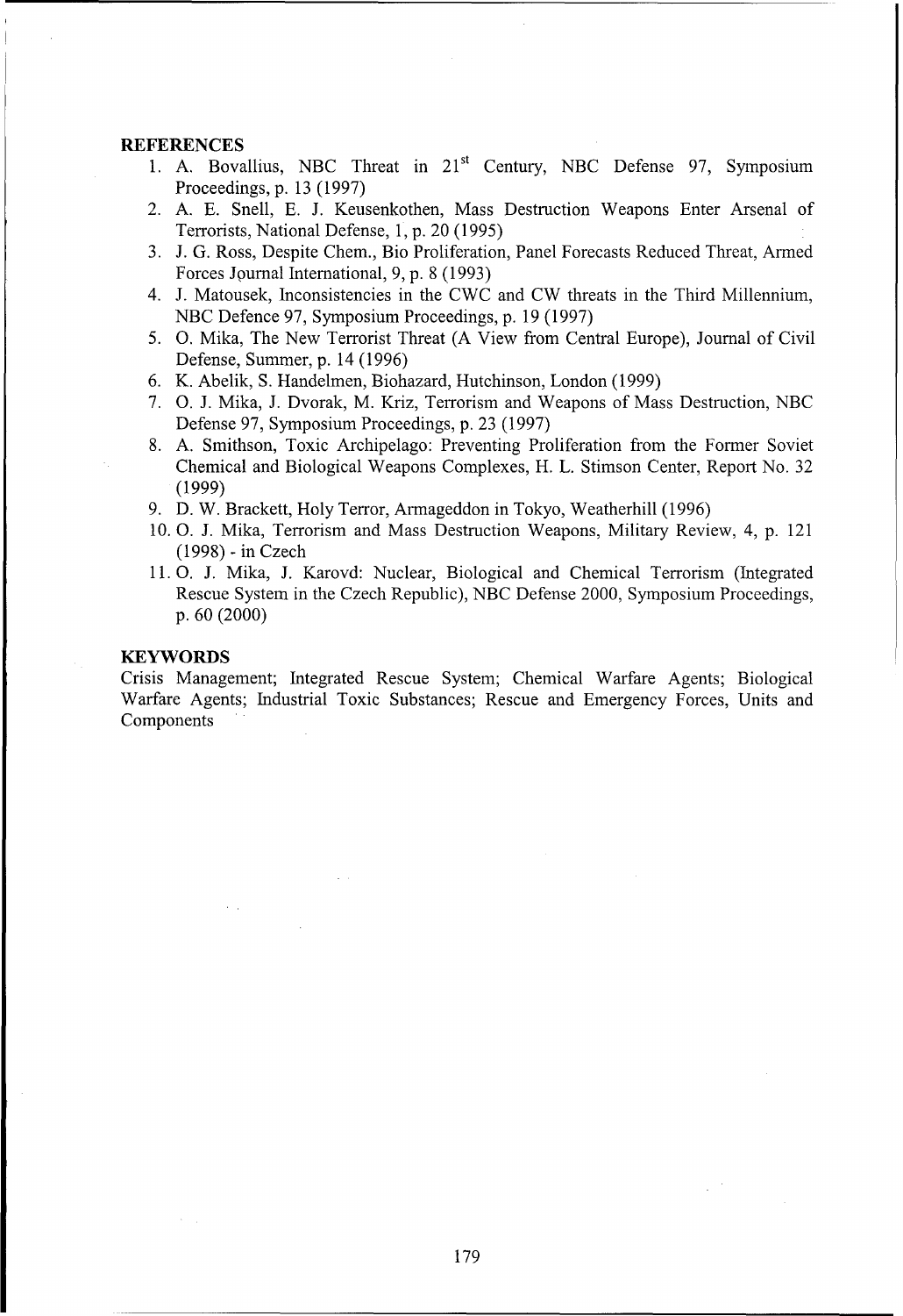## REFERENCES

1. A. Bovallius, NBC Threat in 21st Century, NBC Defense 97, Symposium Proceedings, p. 13 (1997)
2. A. E. Snell, E. J. Keusenkothen, Mass Destruction Weapons Enter Arsenal of Terrorists, National Defense, 1, p. 20 (1995)
3. J. G. Ross, Despite Chem., Bio Proliferation, Panel Forecasts Reduced Threat, Armed Forces Journal International, 9, p. 8 (1993)
4. J. Matousek, Inconsistencies in the CWC and CW threats in the Third Millennium, NBC Defence 97, Symposium Proceedings, p. 19 (1997)
5. O. Mika, The New Terrorist Threat (A View from Central Europe), Journal of Civil Defense, Summer, p. 14 (1996)
6. K. Abelik, S. Handelmen, Biohazard, Hutchinson, London (1999)
7. O. J. Mika, J. Dvorak, M. Kriz, Terrorism and Weapons of Mass Destruction, NBC Defense 97, Symposium Proceedings, p. 23 (1997)
8. A. Smithson, Toxic Archipelago: Preventing Proliferation from the Former Soviet Chemical and Biological Weapons Complexes, H. L. Stimson Center, Report No. 32 (1999)
9. D. W. Brackett, Holy Terror, Armageddon in Tokyo, Weatherhill (1996)
10. O. J. Mika, Terrorism and Mass Destruction Weapons, Military Review, 4, p. 121 (1998) - in Czech
11. O. J. Mika, J. Karovd: Nuclear, Biological and Chemical Terrorism (Integrated Rescue System in the Czech Republic), NBC Defense 2000, Symposium Proceedings, p. 60 (2000)

## KEYWORDS

Crisis Management; Integrated Rescue System; Chemical Warfare Agents; Biological Warfare Agents; Industrial Toxic Substances; Rescue and Emergency Forces, Units and Components